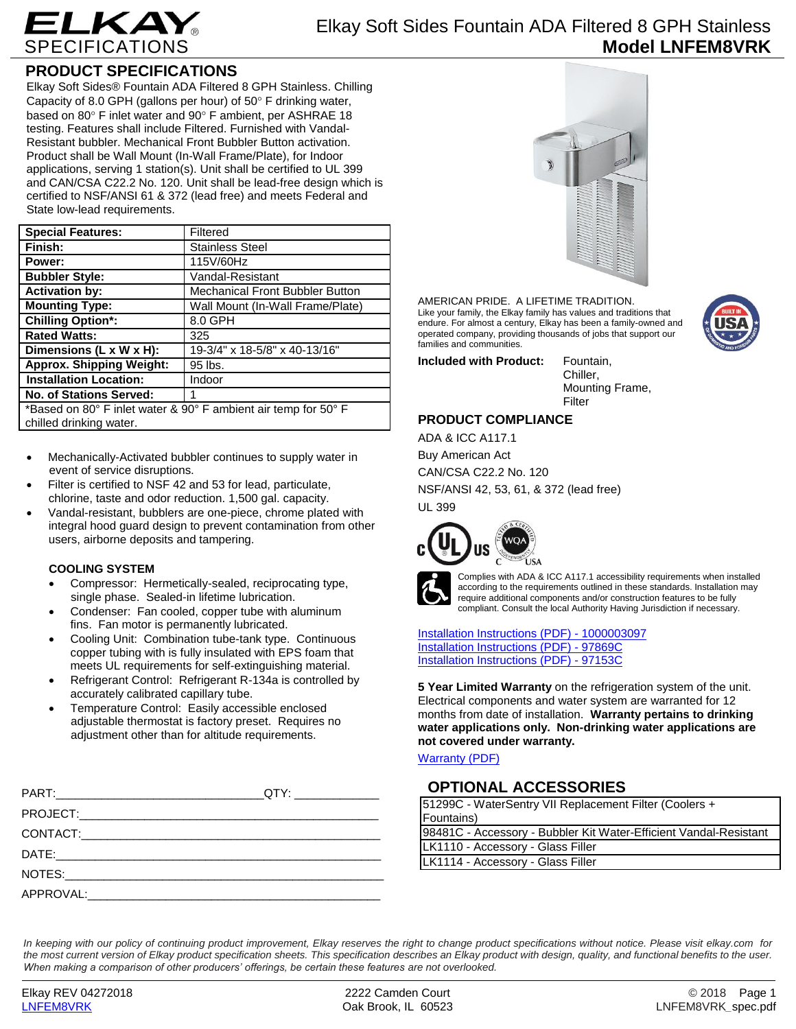# ELKAY SPECIFICATIONS

## Elkay Soft Sides Fountain ADA Filtered 8 GPH Stainless
## Model LNFEM8VRK

## PRODUCT SPECIFICATIONS

Elkay Soft Sides® Fountain ADA Filtered 8 GPH Stainless. Chilling Capacity of 8.0 GPH (gallons per hour) of 50° F drinking water, based on 80° F inlet water and 90° F ambient, per ASHRAE 18 testing. Features shall include Filtered. Furnished with Vandal-Resistant bubbler. Mechanical Front Bubbler Button activation. Product shall be Wall Mount (In-Wall Frame/Plate), for Indoor applications, serving 1 station(s). Unit shall be certified to UL 399 and CAN/CSA C22.2 No. 120. Unit shall be lead-free design which is certified to NSF/ANSI 61 & 372 (lead free) and meets Federal and State low-lead requirements.

| | |
|---|---|
| **Special Features:** | Filtered |
| **Finish:** | Stainless Steel |
| **Power:** | 115V/60Hz |
| **Bubbler Style:** | Vandal-Resistant |
| **Activation by:** | Mechanical Front Bubbler Button |
| **Mounting Type:** | Wall Mount (In-Wall Frame/Plate) |
| **Chilling Option*:** | 8.0 GPH |
| **Rated Watts:** | 325 |
| **Dimensions (L x W x H):** | 19-3/4" x 18-5/8" x 40-13/16" |
| **Approx. Shipping Weight:** | 95 lbs. |
| **Installation Location:** | Indoor |
| **No. of Stations Served:** | 1 |

*Based on 80° F inlet water & 90° F ambient air temp for 50° F chilled drinking water.

- Mechanically-Activated bubbler continues to supply water in event of service disruptions.
- Filter is certified to NSF 42 and 53 for lead, particulate, chlorine, taste and odor reduction. 1,500 gal. capacity.
- Vandal-resistant, bubblers are one-piece, chrome plated with integral hood guard design to prevent contamination from other users, airborne deposits and tampering.

### COOLING SYSTEM

- Compressor: Hermetically-sealed, reciprocating type, single phase. Sealed-in lifetime lubrication.
- Condenser: Fan cooled, copper tube with aluminum fins. Fan motor is permanently lubricated.
- Cooling Unit: Combination tube-tank type. Continuous copper tubing with is fully insulated with EPS foam that meets UL requirements for self-extinguishing material.
- Refrigerant Control: Refrigerant R-134a is controlled by accurately calibrated capillary tube.
- Temperature Control: Easily accessible enclosed adjustable thermostat is factory preset. Requires no adjustment other than for altitude requirements.

PART:______________________________QTY: ____________

PROJECT:____________________________________________

CONTACT:____________________________________________

DATE:_______________________________________________

NOTES:______________________________________________

APPROVAL:___________________________________________

AMERICAN PRIDE. A LIFETIME TRADITION.
Like your family, the Elkay family has values and traditions that endure. For almost a century, Elkay has been a family-owned and operated company, providing thousands of jobs that support our families and communities.

**Included with Product:** Fountain, Chiller, Mounting Frame, Filter

## PRODUCT COMPLIANCE

ADA & ICC A117.1

Buy American Act

CAN/CSA C22.2 No. 120

NSF/ANSI 42, 53, 61, & 372 (lead free)

UL 399

Complies with ADA & ICC A117.1 accessibility requirements when installed according to the requirements outlined in these standards. Installation may require additional components and/or construction features to be fully compliant. Consult the local Authority Having Jurisdiction if necessary.

Installation Instructions (PDF) - 1000003097
Installation Instructions (PDF) - 97869C
Installation Instructions (PDF) - 97153C

**5 Year Limited Warranty** on the refrigeration system of the unit. Electrical components and water system are warranted for 12 months from date of installation. **Warranty pertains to drinking water applications only. Non-drinking water applications are not covered under warranty.**

Warranty (PDF)

## OPTIONAL ACCESSORIES

| |
|---|
| 51299C - WaterSentry VII Replacement Filter (Coolers + Fountains) |
| 98481C - Accessory - Bubbler Kit Water-Efficient Vandal-Resistant |
| LK1110 - Accessory - Glass Filler |
| LK1114 - Accessory - Glass Filler |

*In keeping with our policy of continuing product improvement, Elkay reserves the right to change product specifications without notice. Please visit elkay.com for the most current version of Elkay product specification sheets. This specification describes an Elkay product with design, quality, and functional benefits to the user. When making a comparison of other producers' offerings, be certain these features are not overlooked.*

Elkay REV 04272018
LNFEM8VRK

2222 Camden Court
Oak Brook, IL 60523

© 2018
LNFEM8VRK_spec.pdf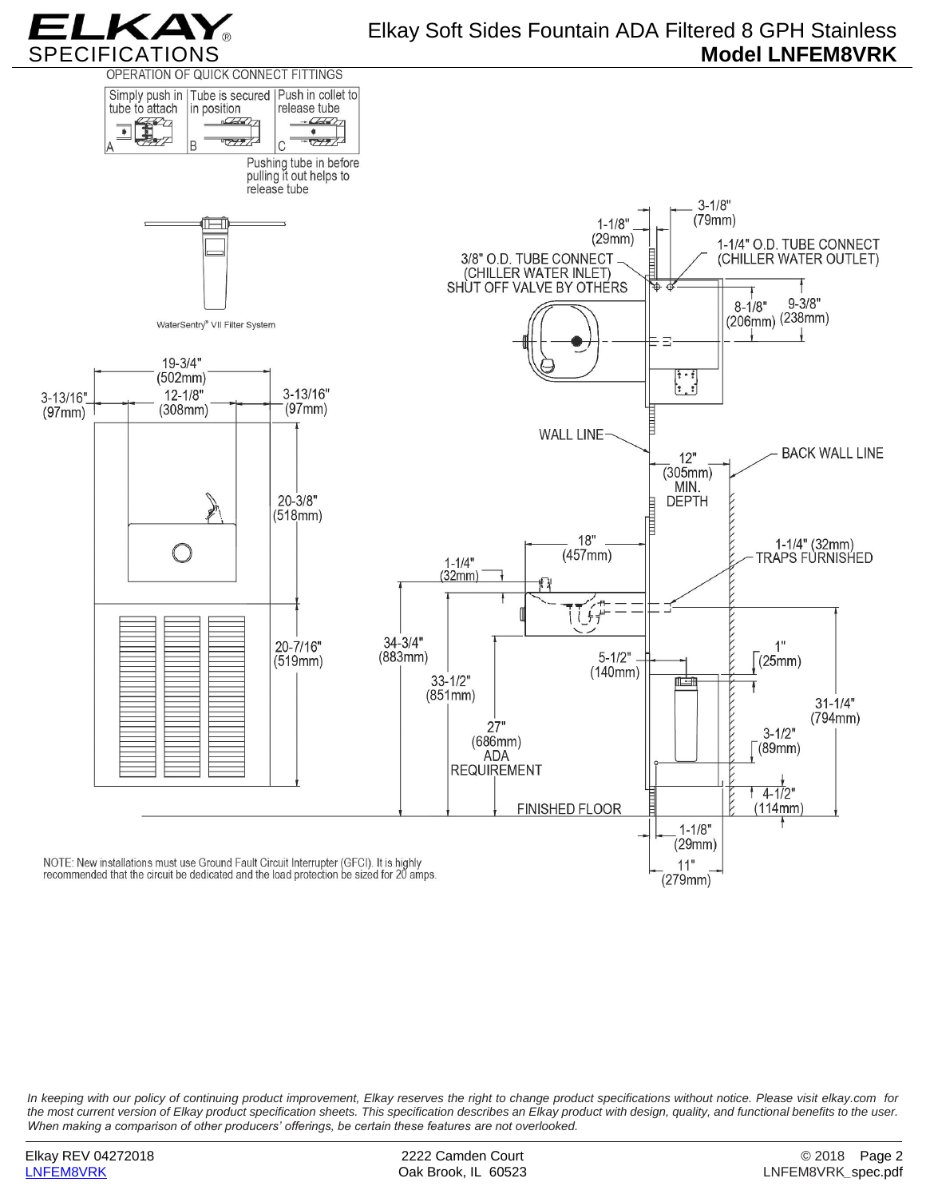# ELKAY SPECIFICATIONS

## Elkay Soft Sides Fountain ADA Filtered 8 GPH Stainless
**Model LNFEM8VRK**

OPERATION OF QUICK CONNECT FITTINGS

| A | B | C |
|---|---|---|
| Simply push in tube to attach | Tube is secured in position | Push in collet to release tube |

Pushing tube in before pulling it out helps to release tube

WaterSentry® VII Filter System

3/8" O.D. TUBE CONNECT (CHILLER WATER INLET) SHUT OFF VALVE BY OTHERS

1-1/4" O.D. TUBE CONNECT (CHILLER WATER OUTLET)

3-1/8" (79mm)

1-1/8" (29mm)

8-1/8" (206mm)

9-3/8" (238mm)

19-3/4" (502mm)

12-1/8" (308mm)

3-13/16" (97mm)

3-13/16" (97mm)

20-3/8" (518mm)

20-7/16" (519mm)

WALL LINE

BACK WALL LINE

12" (305mm) MIN. DEPTH

18" (457mm)

1-1/4" (32mm)

1-1/4" (32mm) TRAPS FURNISHED

34-3/4" (883mm)

33-1/2" (851mm)

27" (686mm) ADA REQUIREMENT

5-1/2" (140mm)

1" (25mm)

31-1/4" (794mm)

3-1/2" (89mm)

4-1/2" (114mm)

FINISHED FLOOR

1-1/8" (29mm)

11" (279mm)

NOTE: New installations must use Ground Fault Circuit Interrupter (GFCI). It is highly recommended that the circuit be dedicated and the load protection be sized for 20 amps.

*In keeping with our policy of continuing product improvement, Elkay reserves the right to change product specifications without notice. Please visit elkay.com for the most current version of Elkay product specification sheets. This specification describes an Elkay product with design, quality, and functional benefits to the user. When making a comparison of other producers' offerings, be certain these features are not overlooked.*

Elkay REV 04272018
LNFEM8VRK

2222 Camden Court
Oak Brook, IL 60523

© 2018
LNFEM8VRK_spec.pdf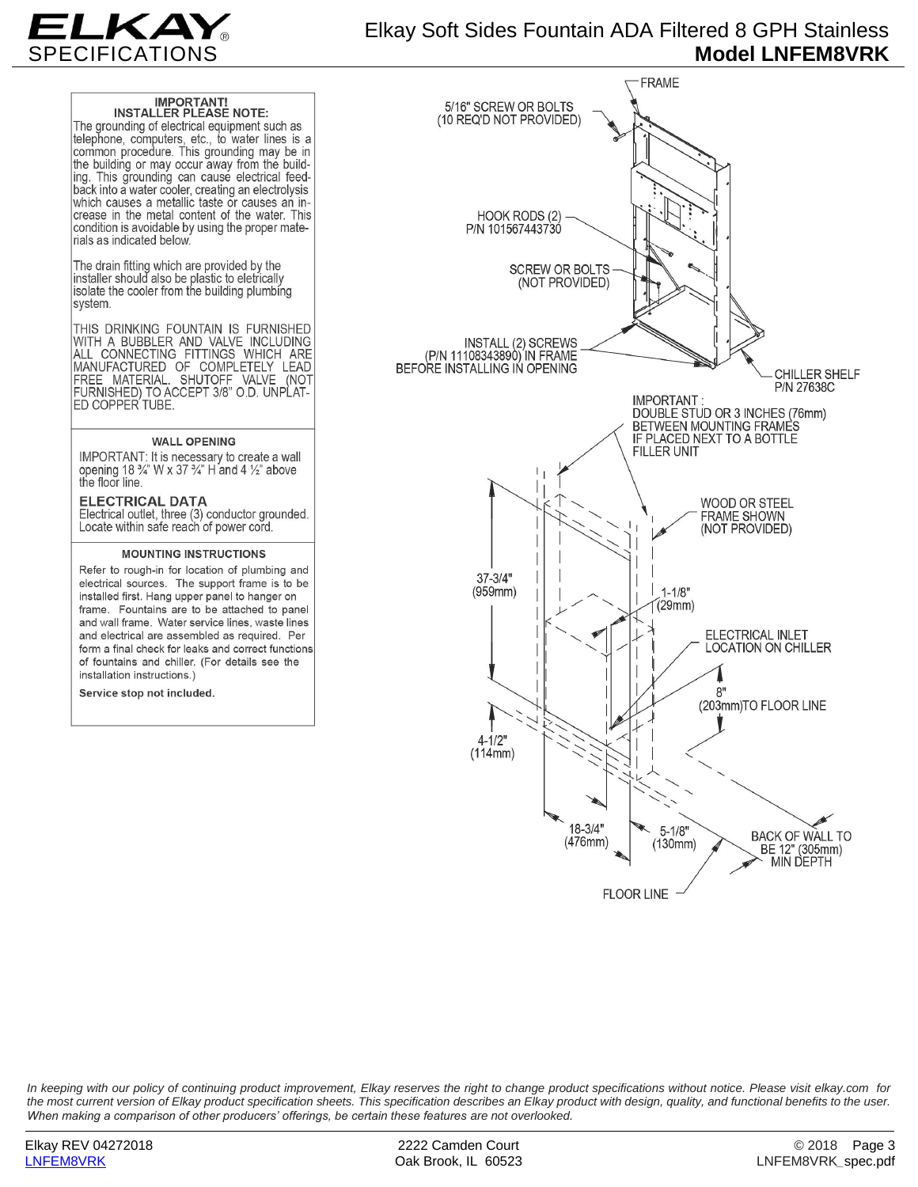# Elkay Soft Sides Fountain ADA Filtered 8 GPH Stainless
## Model LNFEM8VRK

**IMPORTANT!**
**INSTALLER PLEASE NOTE:**

The grounding of electrical equipment such as telephone, computers, etc., to water lines is a common procedure. This grounding may be in the building or may occur away from the building. This grounding can cause electrical feedback into a water cooler, creating an electrolysis which causes a metallic taste or causes an increase in the metal content of the water. This condition is avoidable by using the proper materials as indicated below.

The drain fitting which are provided by the installer should also be plastic to eletrically isolate the cooler from the building plumbing system.

THIS DRINKING FOUNTAIN IS FURNISHED WITH A BUBBLER AND VALVE INCLUDING ALL CONNECTING FITTINGS WHICH ARE MANUFACTURED OF COMPLETELY LEAD FREE MATERIAL. SHUTOFF VALVE (NOT FURNISHED) TO ACCEPT 3/8" O.D. UNPLATED COPPER TUBE.

**WALL OPENING**

IMPORTANT: It is necessary to create a wall opening 18 ¾" W x 37 ¾" H and 4 ½" above the floor line.

**ELECTRICAL DATA**

Electrical outlet, three (3) conductor grounded. Locate within safe reach of power cord.

**MOUNTING INSTRUCTIONS**

Refer to rough-in for location of plumbing and electrical sources. The support frame is to be installed first. Hang upper panel to hanger on frame. Fountains are to be attached to panel and wall frame. Water service lines, waste lines and electrical are assembled as required. Perform a final check for leaks and correct functions of fountains and chiller. (For details see the installation instructions.)

**Service stop not included.**

FRAME

5/16" SCREW OR BOLTS
(10 REQ'D NOT PROVIDED)

HOOK RODS (2)
P/N 101567443730

SCREW OR BOLTS
(NOT PROVIDED)

INSTALL (2) SCREWS
(P/N 11108343890) IN FRAME
BEFORE INSTALLING IN OPENING

CHILLER SHELF
P/N 27638C

IMPORTANT :
DOUBLE STUD OR 3 INCHES (76mm)
BETWEEN MOUNTING FRAMES
IF PLACED NEXT TO A BOTTLE
FILLER UNIT

WOOD OR STEEL
FRAME SHOWN
(NOT PROVIDED)

37-3/4"
(959mm)

1-1/8"
(29mm)

ELECTRICAL INLET
LOCATION ON CHILLER

8"
(203mm)TO FLOOR LINE

4-1/2"
(114mm)

18-3/4"
(476mm)

5-1/8"
(130mm)

BACK OF WALL TO
BE 12" (305mm)
MIN DEPTH

FLOOR LINE

*In keeping with our policy of continuing product improvement, Elkay reserves the right to change product specifications without notice. Please visit elkay.com for the most current version of Elkay product specification sheets. This specification describes an Elkay product with design, quality, and functional benefits to the user. When making a comparison of other producers' offerings, be certain these features are not overlooked.*

Elkay REV 04272018
LNFEM8VRK

2222 Camden Court
Oak Brook, IL 60523

© 2018
LNFEM8VRK_spec.pdf